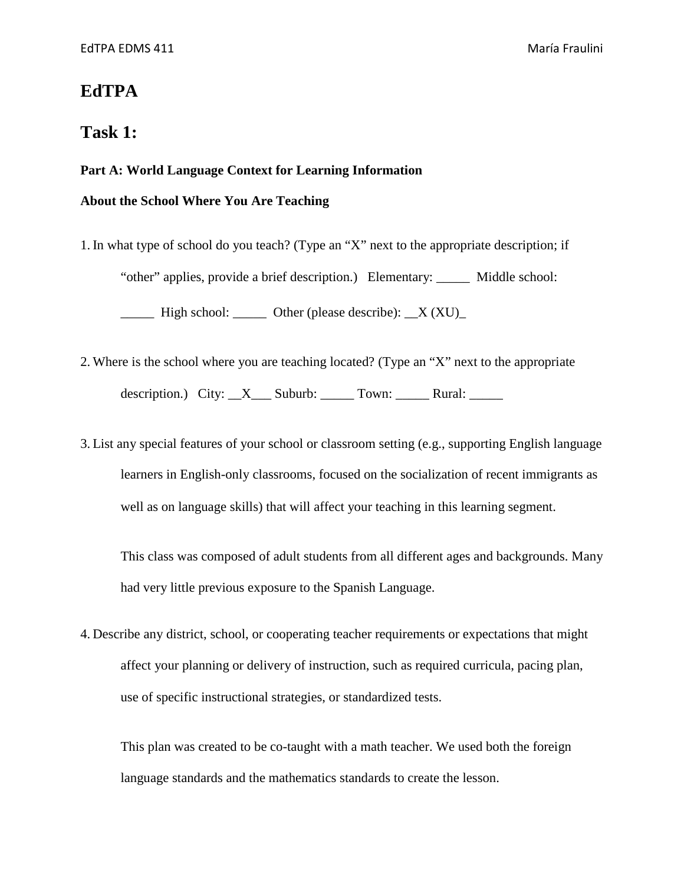# EdTPA

# Task 1:

**Part A: World Language Context for Learning Information**

**About the School Where You Are Teaching**

1. In what type of school do you teach? (Type an “X” next to the appropriate description; if “other” applies, provide a brief description.) Elementary: _____ Middle school: _____ High school: _____ Other (please describe): __X (XU)_

2. Where is the school where you are teaching located? (Type an “X” next to the appropriate description.) City: __X___ Suburb: _____ Town: _____ Rural: _____

3. List any special features of your school or classroom setting (e.g., supporting English language learners in English-only classrooms, focused on the socialization of recent immigrants as well as on language skills) that will affect your teaching in this learning segment.

   This class was composed of adult students from all different ages and backgrounds. Many had very little previous exposure to the Spanish Language.

4. Describe any district, school, or cooperating teacher requirements or expectations that might affect your planning or delivery of instruction, such as required curricula, pacing plan, use of specific instructional strategies, or standardized tests.

   This plan was created to be co-taught with a math teacher. We used both the foreign language standards and the mathematics standards to create the lesson.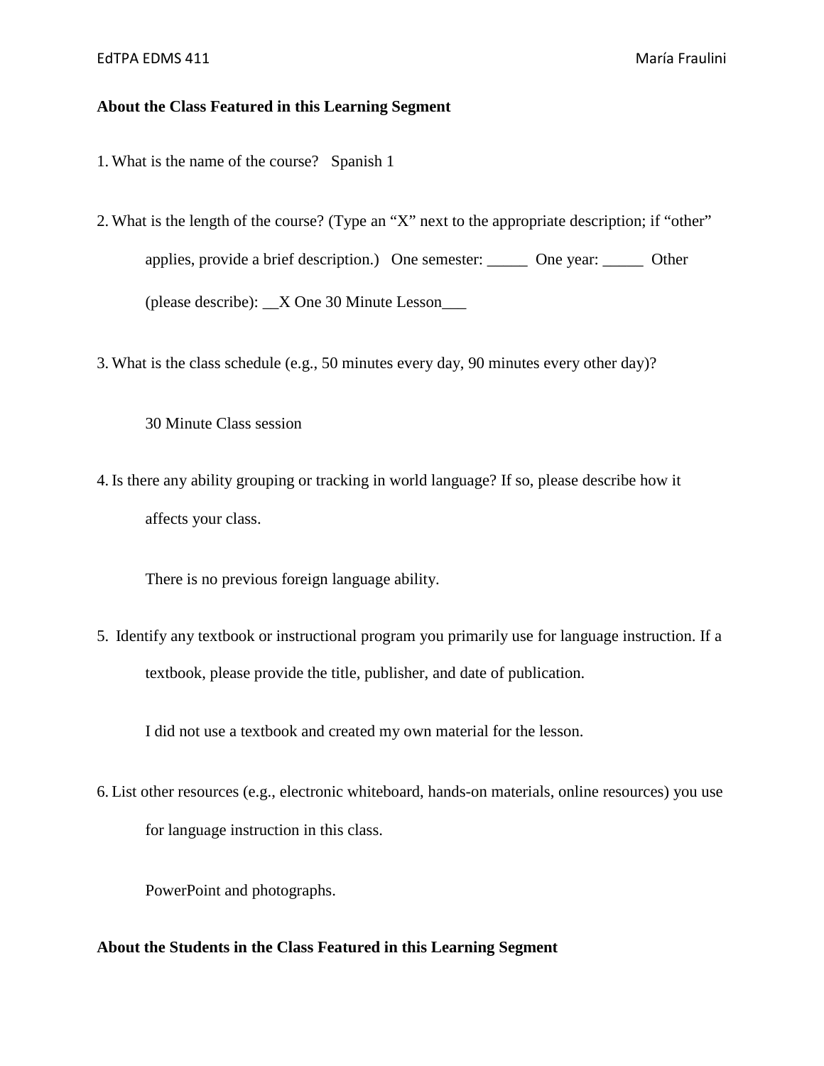**About the Class Featured in this Learning Segment**

1. What is the name of the course? Spanish 1

2. What is the length of the course? (Type an "X" next to the appropriate description; if "other" applies, provide a brief description.) One semester: _____ One year: _____ Other (please describe): __X One 30 Minute Lesson___

3. What is the class schedule (e.g., 50 minutes every day, 90 minutes every other day)?

    30 Minute Class session

4. Is there any ability grouping or tracking in world language? If so, please describe how it affects your class.

    There is no previous foreign language ability.

5. Identify any textbook or instructional program you primarily use for language instruction. If a textbook, please provide the title, publisher, and date of publication.

    I did not use a textbook and created my own material for the lesson.

6. List other resources (e.g., electronic whiteboard, hands-on materials, online resources) you use for language instruction in this class.

    PowerPoint and photographs.

**About the Students in the Class Featured in this Learning Segment**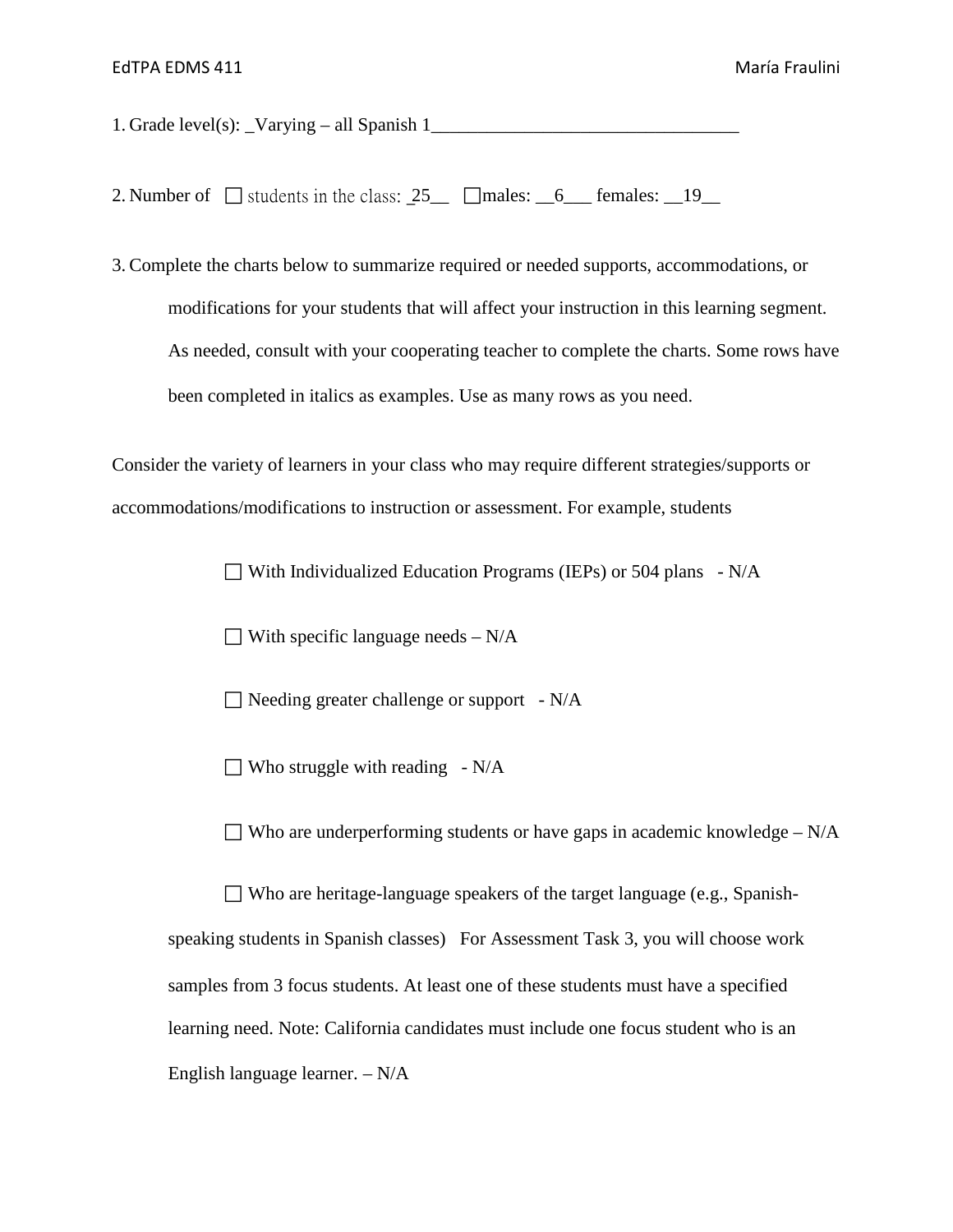1. Grade level(s): _Varying – all Spanish 1_________________________________

2. Number of ☐ students in the class: _25__ ☐males: __6___ females: __19__

3. Complete the charts below to summarize required or needed supports, accommodations, or modifications for your students that will affect your instruction in this learning segment. As needed, consult with your cooperating teacher to complete the charts. Some rows have been completed in italics as examples. Use as many rows as you need.

Consider the variety of learners in your class who may require different strategies/supports or accommodations/modifications to instruction or assessment. For example, students

☐ With Individualized Education Programs (IEPs) or 504 plans - N/A

☐ With specific language needs – N/A

☐ Needing greater challenge or support - N/A

☐ Who struggle with reading - N/A

☐ Who are underperforming students or have gaps in academic knowledge – N/A

☐ Who are heritage-language speakers of the target language (e.g., Spanish-speaking students in Spanish classes) For Assessment Task 3, you will choose work samples from 3 focus students. At least one of these students must have a specified learning need. Note: California candidates must include one focus student who is an English language learner. – N/A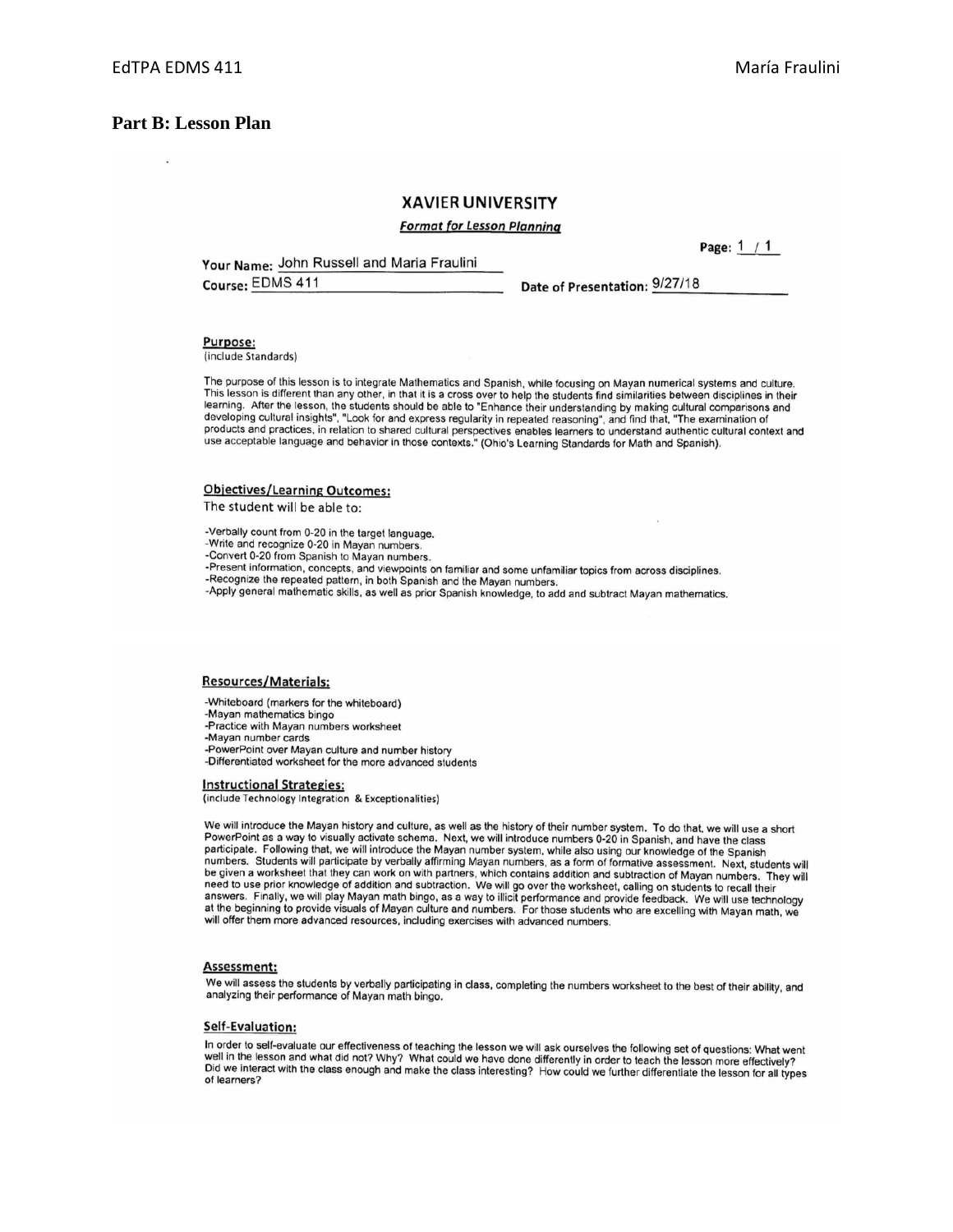## Part B: Lesson Plan

### XAVIER UNIVERSITY

*Format for Lesson Planning*

Page: 1 / 1

Your Name: John Russell and Maria Fraulini

Course: EDMS 411

Date of Presentation: 9/27/18

**Purpose:**
(include Standards)

The purpose of this lesson is to integrate Mathematics and Spanish, while focusing on Mayan numerical systems and culture. This lesson is different than any other, in that it is a cross over to help the students find similarities between disciplines in their learning. After the lesson, the students should be able to "Enhance their understanding by making cultural comparisons and developing cultural insights", "Look for and express regularity in repeated reasoning", and find that, "The examination of products and practices, in relation to shared cultural perspectives enables learners to understand authentic cultural context and use acceptable language and behavior in those contexts." (Ohio's Learning Standards for Math and Spanish).

**Objectives/Learning Outcomes:**

The student will be able to:

- Verbally count from 0-20 in the target language.
- Write and recognize 0-20 in Mayan numbers.
- Convert 0-20 from Spanish to Mayan numbers.
- Present information, concepts, and viewpoints on familiar and some unfamiliar topics from across disciplines.
- Recognize the repeated pattern, in both Spanish and the Mayan numbers.
- Apply general mathematic skills, as well as prior Spanish knowledge, to add and subtract Mayan mathematics.

**Resources/Materials:**

- Whiteboard (markers for the whiteboard)
- Mayan mathematics bingo
- Practice with Mayan numbers worksheet
- Mayan number cards
- PowerPoint over Mayan culture and number history
- Differentiated worksheet for the more advanced students

**Instructional Strategies:**
(include Technology Integration & Exceptionalities)

We will introduce the Mayan history and culture, as well as the history of their number system. To do that, we will use a short PowerPoint as a way to visually activate schema. Next, we will introduce numbers 0-20 in Spanish, and have the class participate. Following that, we will introduce the Mayan number system, while also using our knowledge of the Spanish numbers. Students will participate by verbally affirming Mayan numbers, as a form of formative assessment. Next, students will be given a worksheet that they can work on with partners, which contains addition and subtraction of Mayan numbers. They will need to use prior knowledge of addition and subtraction. We will go over the worksheet, calling on students to recall their answers. Finally, we will play Mayan math bingo, as a way to illicit performance and provide feedback. We will use technology at the beginning to provide visuals of Mayan culture and numbers. For those students who are excelling with Mayan math, we will offer them more advanced resources, including exercises with advanced numbers.

**Assessment:**

We will assess the students by verbally participating in class, completing the numbers worksheet to the best of their ability, and analyzing their performance of Mayan math bingo.

**Self-Evaluation:**

In order to self-evaluate our effectiveness of teaching the lesson we will ask ourselves the following set of questions: What went well in the lesson and what did not? Why? What could we have done differently in order to teach the lesson more effectively? Did we interact with the class enough and make the class interesting? How could we further differentiate the lesson for all types of learners?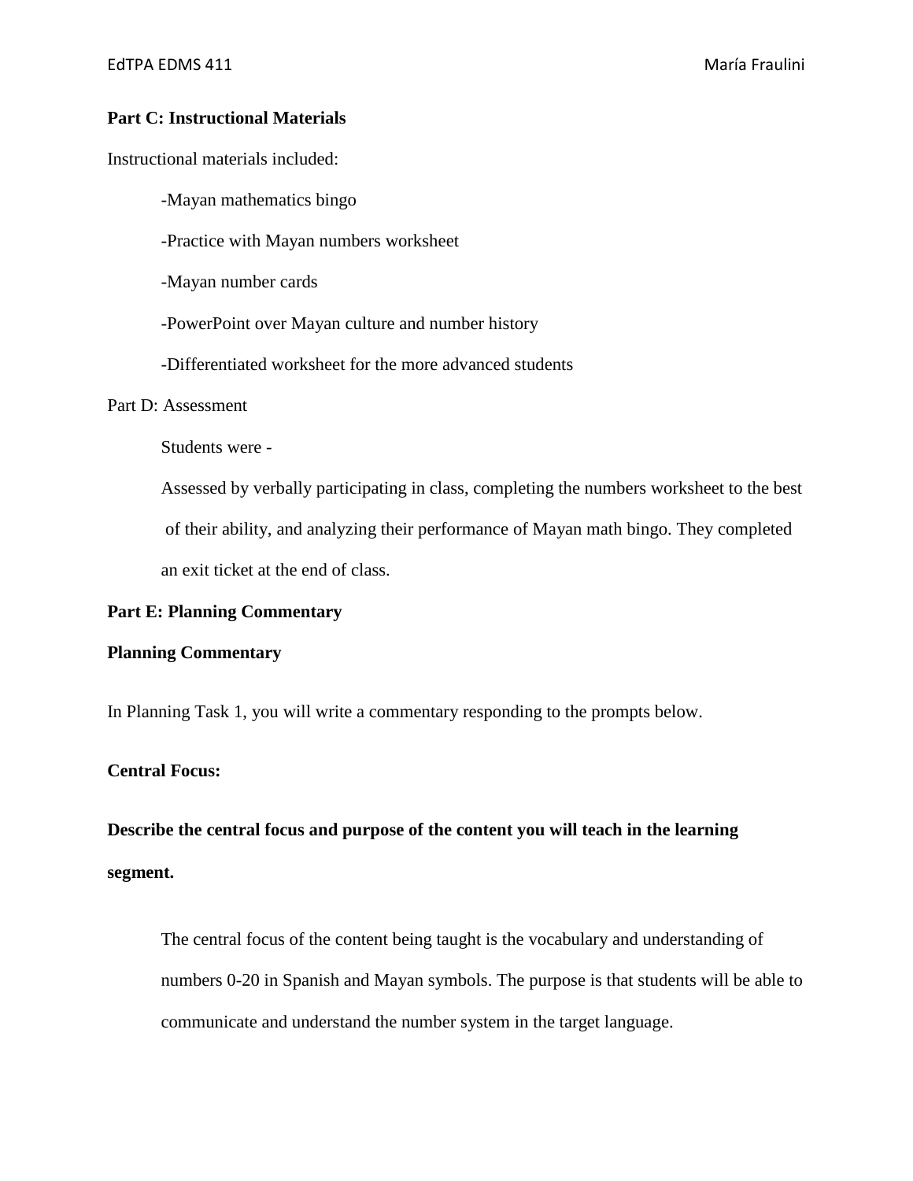**Part C: Instructional Materials**

Instructional materials included:

-Mayan mathematics bingo

-Practice with Mayan numbers worksheet

-Mayan number cards

-PowerPoint over Mayan culture and number history

-Differentiated worksheet for the more advanced students

Part D: Assessment

Students were -

Assessed by verbally participating in class, completing the numbers worksheet to the best of their ability, and analyzing their performance of Mayan math bingo. They completed an exit ticket at the end of class.

**Part E: Planning Commentary**

**Planning Commentary**

In Planning Task 1, you will write a commentary responding to the prompts below.

**Central Focus:**

**Describe the central focus and purpose of the content you will teach in the learning segment.**

The central focus of the content being taught is the vocabulary and understanding of numbers 0-20 in Spanish and Mayan symbols. The purpose is that students will be able to communicate and understand the number system in the target language.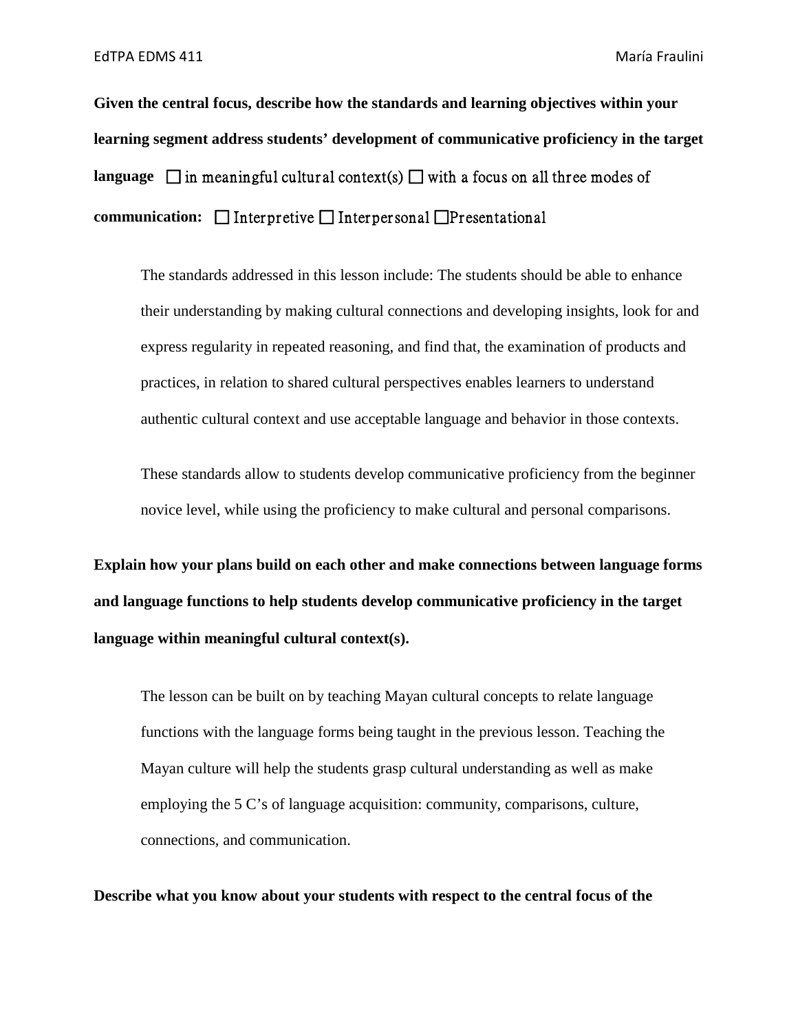**Given the central focus, describe how the standards and learning objectives within your learning segment address students' development of communicative proficiency in the target language** ☐ in meaningful cultural context(s) ☐ with a focus on all three modes of **communication:** ☐ Interpretive ☐ Interpersonal ☐Presentational

The standards addressed in this lesson include: The students should be able to enhance their understanding by making cultural connections and developing insights, look for and express regularity in repeated reasoning, and find that, the examination of products and practices, in relation to shared cultural perspectives enables learners to understand authentic cultural context and use acceptable language and behavior in those contexts.

These standards allow to students develop communicative proficiency from the beginner novice level, while using the proficiency to make cultural and personal comparisons.

**Explain how your plans build on each other and make connections between language forms and language functions to help students develop communicative proficiency in the target language within meaningful cultural context(s).**

The lesson can be built on by teaching Mayan cultural concepts to relate language functions with the language forms being taught in the previous lesson. Teaching the Mayan culture will help the students grasp cultural understanding as well as make employing the 5 C's of language acquisition: community, comparisons, culture, connections, and communication.

**Describe what you know about your students with respect to the central focus of the**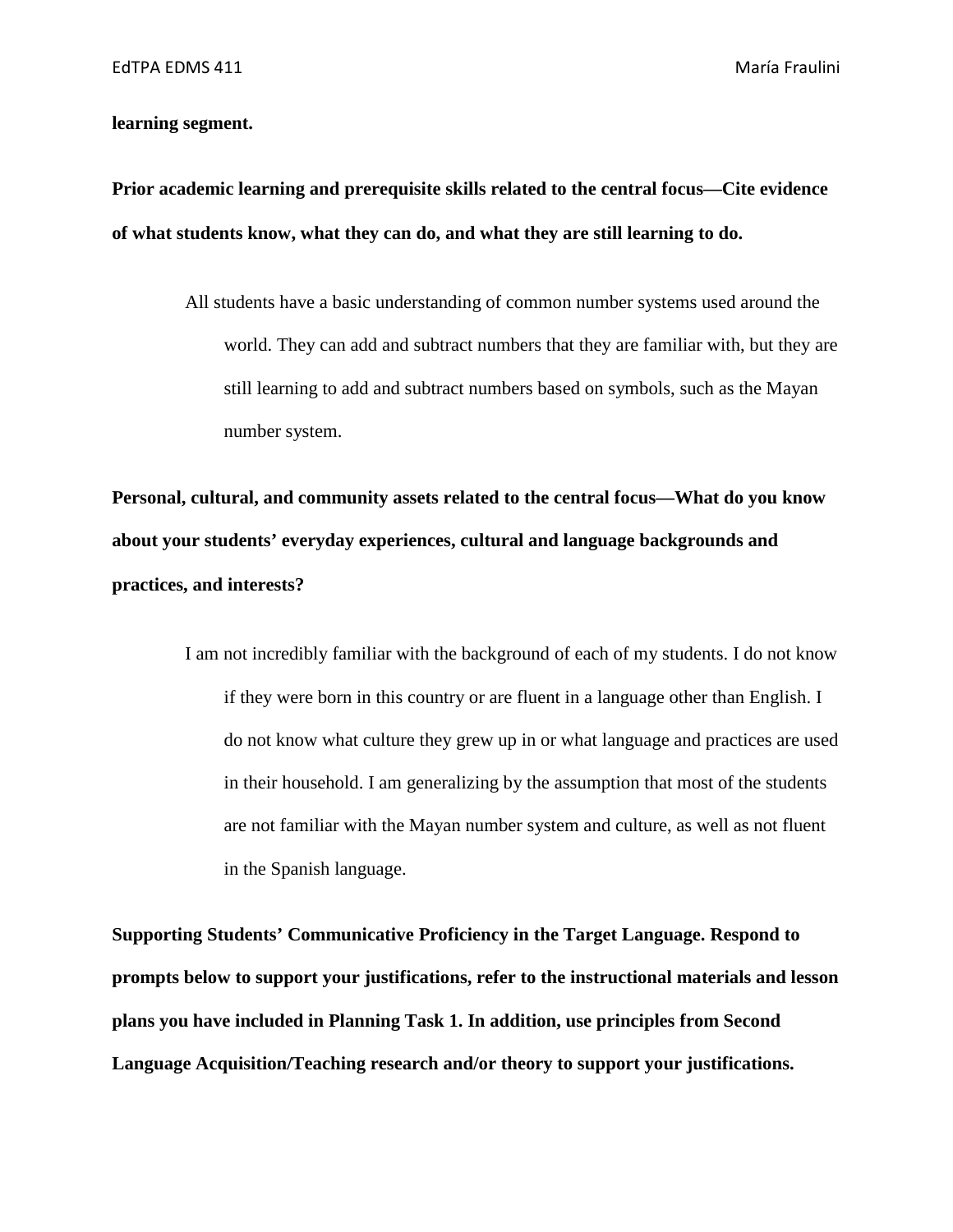**learning segment.**

**Prior academic learning and prerequisite skills related to the central focus—Cite evidence of what students know, what they can do, and what they are still learning to do.**

All students have a basic understanding of common number systems used around the world. They can add and subtract numbers that they are familiar with, but they are still learning to add and subtract numbers based on symbols, such as the Mayan number system.

**Personal, cultural, and community assets related to the central focus—What do you know about your students' everyday experiences, cultural and language backgrounds and practices, and interests?**

I am not incredibly familiar with the background of each of my students. I do not know if they were born in this country or are fluent in a language other than English. I do not know what culture they grew up in or what language and practices are used in their household. I am generalizing by the assumption that most of the students are not familiar with the Mayan number system and culture, as well as not fluent in the Spanish language.

**Supporting Students' Communicative Proficiency in the Target Language. Respond to prompts below to support your justifications, refer to the instructional materials and lesson plans you have included in Planning Task 1. In addition, use principles from Second Language Acquisition/Teaching research and/or theory to support your justifications.**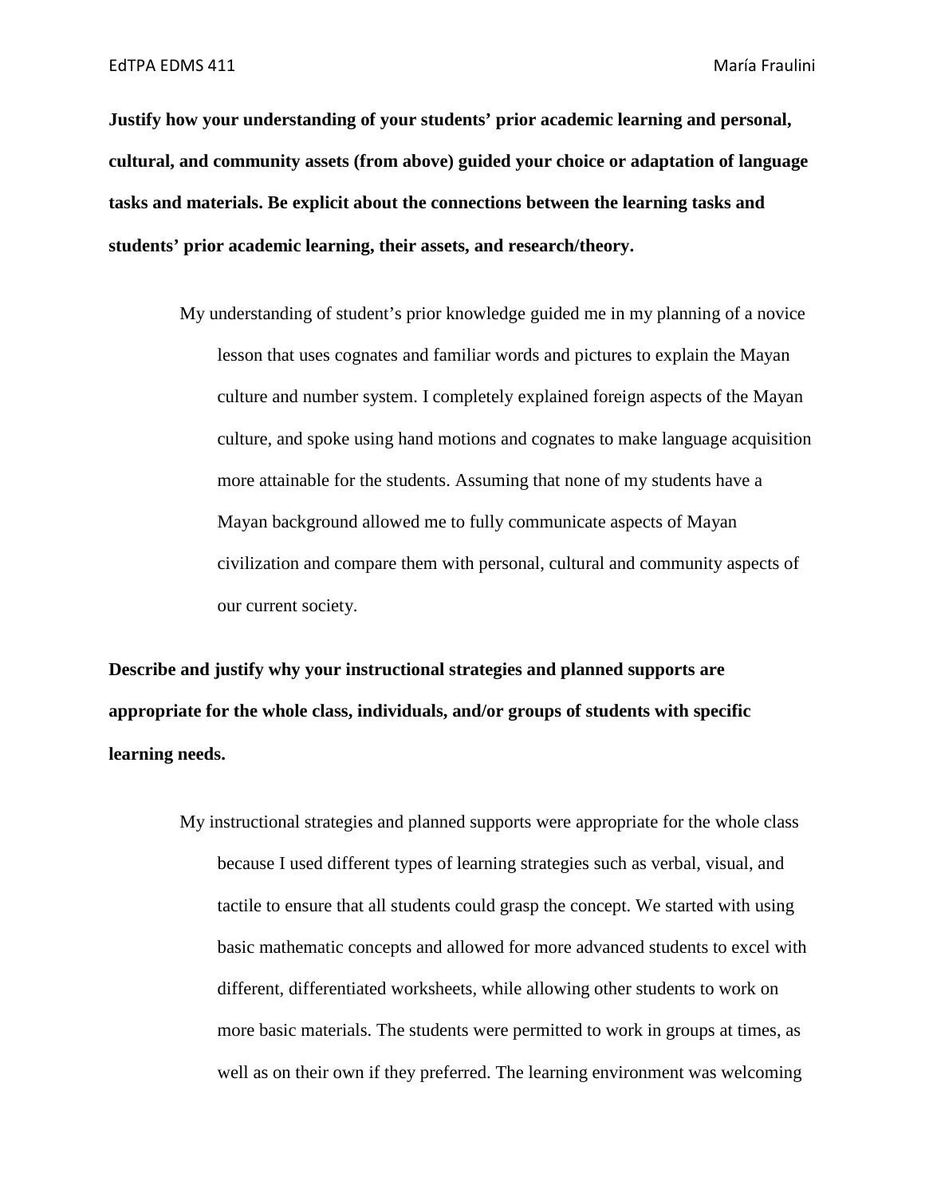**Justify how your understanding of your students' prior academic learning and personal, cultural, and community assets (from above) guided your choice or adaptation of language tasks and materials. Be explicit about the connections between the learning tasks and students' prior academic learning, their assets, and research/theory.**

My understanding of student's prior knowledge guided me in my planning of a novice lesson that uses cognates and familiar words and pictures to explain the Mayan culture and number system. I completely explained foreign aspects of the Mayan culture, and spoke using hand motions and cognates to make language acquisition more attainable for the students. Assuming that none of my students have a Mayan background allowed me to fully communicate aspects of Mayan civilization and compare them with personal, cultural and community aspects of our current society.

**Describe and justify why your instructional strategies and planned supports are appropriate for the whole class, individuals, and/or groups of students with specific learning needs.**

My instructional strategies and planned supports were appropriate for the whole class because I used different types of learning strategies such as verbal, visual, and tactile to ensure that all students could grasp the concept. We started with using basic mathematic concepts and allowed for more advanced students to excel with different, differentiated worksheets, while allowing other students to work on more basic materials. The students were permitted to work in groups at times, as well as on their own if they preferred. The learning environment was welcoming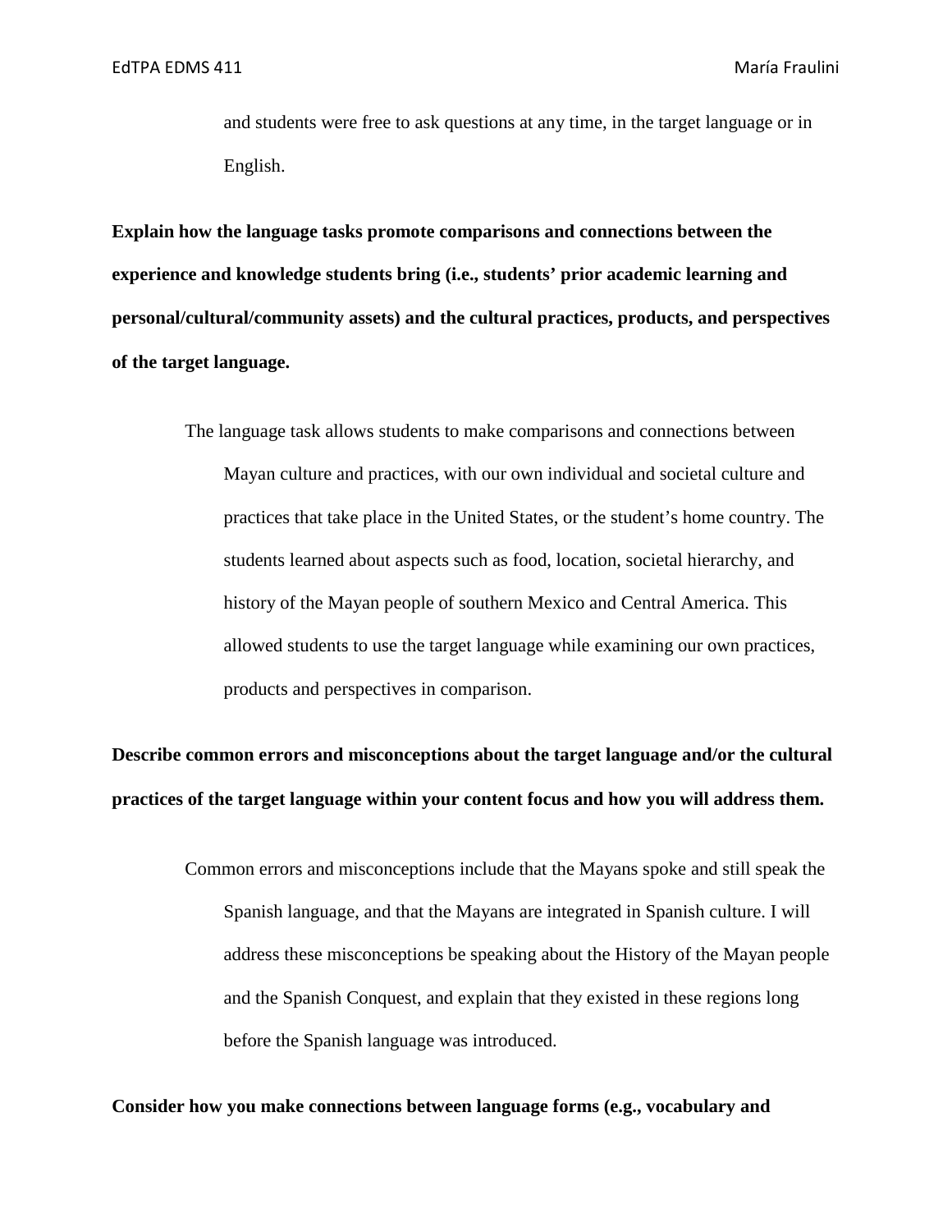and students were free to ask questions at any time, in the target language or in English.

**Explain how the language tasks promote comparisons and connections between the experience and knowledge students bring (i.e., students' prior academic learning and personal/cultural/community assets) and the cultural practices, products, and perspectives of the target language.**

The language task allows students to make comparisons and connections between Mayan culture and practices, with our own individual and societal culture and practices that take place in the United States, or the student's home country. The students learned about aspects such as food, location, societal hierarchy, and history of the Mayan people of southern Mexico and Central America. This allowed students to use the target language while examining our own practices, products and perspectives in comparison.

**Describe common errors and misconceptions about the target language and/or the cultural practices of the target language within your content focus and how you will address them.**

Common errors and misconceptions include that the Mayans spoke and still speak the Spanish language, and that the Mayans are integrated in Spanish culture. I will address these misconceptions be speaking about the History of the Mayan people and the Spanish Conquest, and explain that they existed in these regions long before the Spanish language was introduced.

**Consider how you make connections between language forms (e.g., vocabulary and**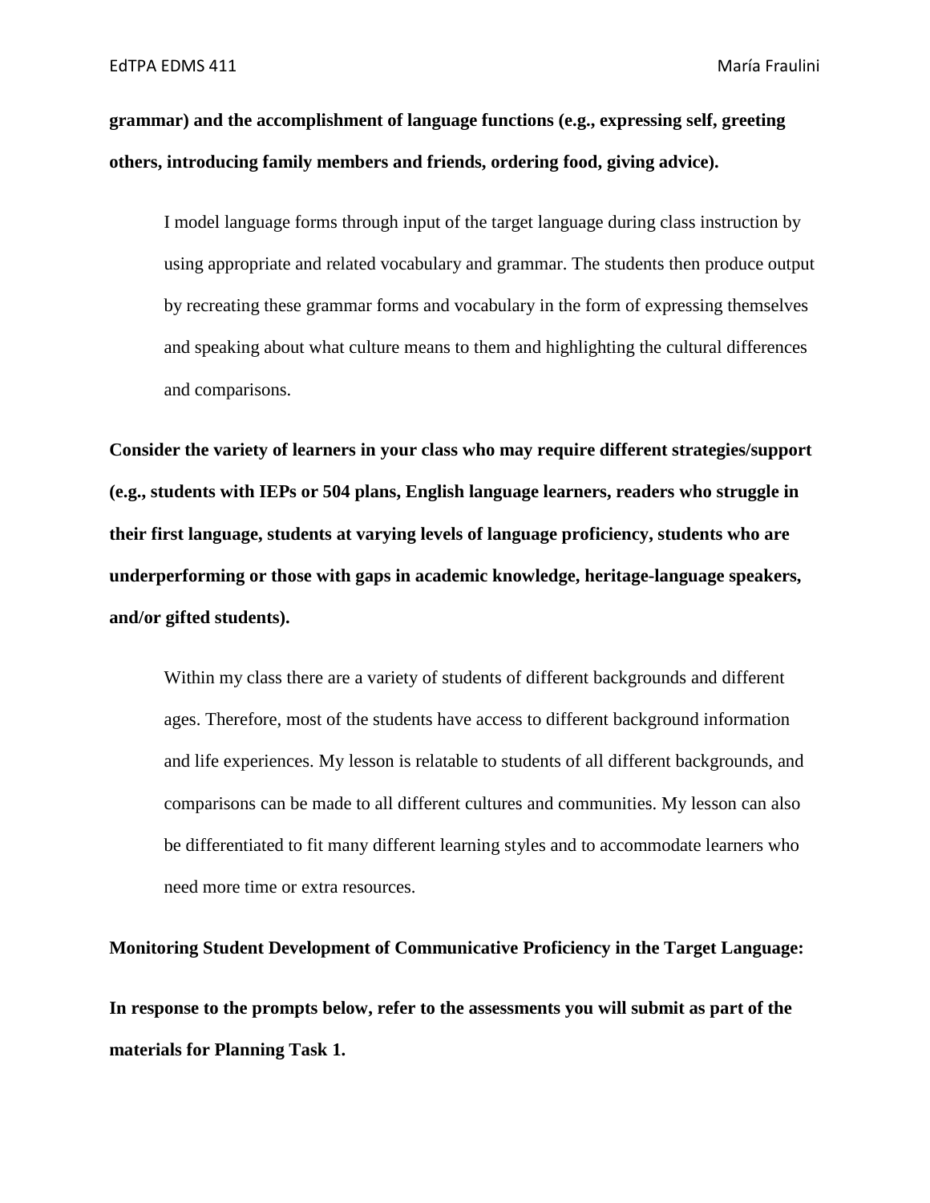**grammar) and the accomplishment of language functions (e.g., expressing self, greeting others, introducing family members and friends, ordering food, giving advice).**

I model language forms through input of the target language during class instruction by using appropriate and related vocabulary and grammar. The students then produce output by recreating these grammar forms and vocabulary in the form of expressing themselves and speaking about what culture means to them and highlighting the cultural differences and comparisons.

**Consider the variety of learners in your class who may require different strategies/support (e.g., students with IEPs or 504 plans, English language learners, readers who struggle in their first language, students at varying levels of language proficiency, students who are underperforming or those with gaps in academic knowledge, heritage-language speakers, and/or gifted students).**

Within my class there are a variety of students of different backgrounds and different ages. Therefore, most of the students have access to different background information and life experiences. My lesson is relatable to students of all different backgrounds, and comparisons can be made to all different cultures and communities. My lesson can also be differentiated to fit many different learning styles and to accommodate learners who need more time or extra resources.

**Monitoring Student Development of Communicative Proficiency in the Target Language:**

**In response to the prompts below, refer to the assessments you will submit as part of the materials for Planning Task 1.**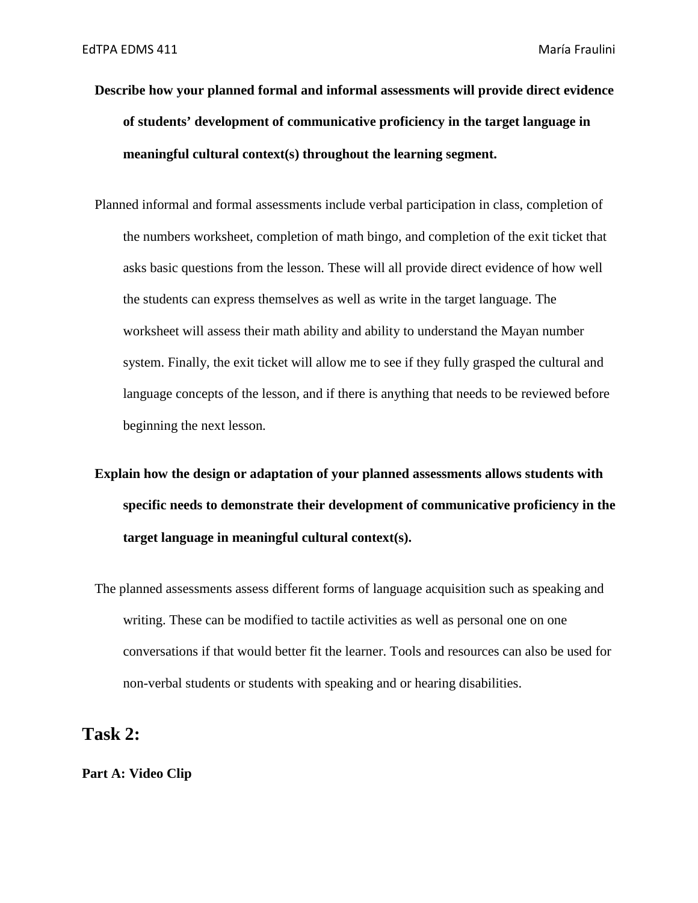**Describe how your planned formal and informal assessments will provide direct evidence of students' development of communicative proficiency in the target language in meaningful cultural context(s) throughout the learning segment.**

Planned informal and formal assessments include verbal participation in class, completion of the numbers worksheet, completion of math bingo, and completion of the exit ticket that asks basic questions from the lesson. These will all provide direct evidence of how well the students can express themselves as well as write in the target language. The worksheet will assess their math ability and ability to understand the Mayan number system. Finally, the exit ticket will allow me to see if they fully grasped the cultural and language concepts of the lesson, and if there is anything that needs to be reviewed before beginning the next lesson.

**Explain how the design or adaptation of your planned assessments allows students with specific needs to demonstrate their development of communicative proficiency in the target language in meaningful cultural context(s).**

The planned assessments assess different forms of language acquisition such as speaking and writing. These can be modified to tactile activities as well as personal one on one conversations if that would better fit the learner. Tools and resources can also be used for non-verbal students or students with speaking and or hearing disabilities.

## Task 2:

### Part A: Video Clip